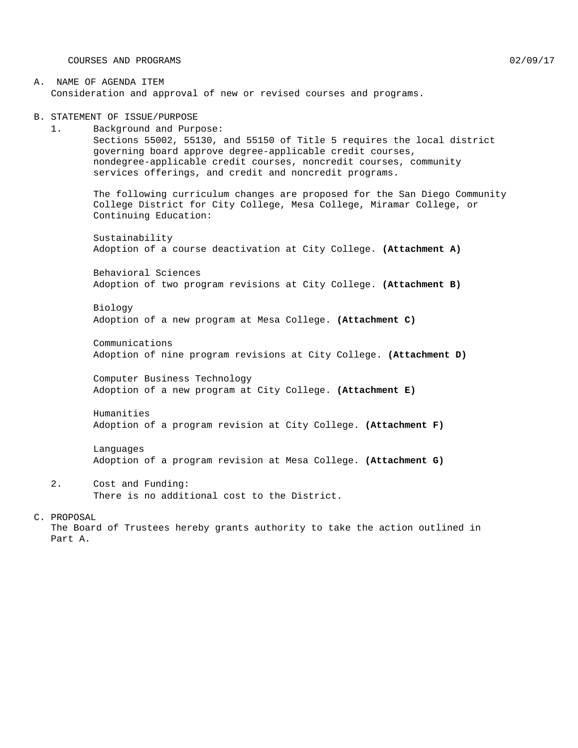COURSES AND PROGRAMS 02/09/17

A. NAME OF AGENDA ITEM

Consideration and approval of new or revised courses and programs.

B. STATEMENT OF ISSUE/PURPOSE

1. Background and Purpose:

   Sections 55002, 55130, and 55150 of Title 5 requires the local district governing board approve degree-applicable credit courses, nondegree-applicable credit courses, noncredit courses, community services offerings, and credit and noncredit programs.

   The following curriculum changes are proposed for the San Diego Community College District for City College, Mesa College, Miramar College, or Continuing Education:

   Sustainability
   Adoption of a course deactivation at City College. **(Attachment A)**

   Behavioral Sciences
   Adoption of two program revisions at City College. **(Attachment B)**

   Biology
   Adoption of a new program at Mesa College. **(Attachment C)**

   Communications
   Adoption of nine program revisions at City College. **(Attachment D)**

   Computer Business Technology
   Adoption of a new program at City College. **(Attachment E)**

   Humanities
   Adoption of a program revision at City College. **(Attachment F)**

   Languages
   Adoption of a program revision at Mesa College. **(Attachment G)**

2. Cost and Funding:

   There is no additional cost to the District.

C. PROPOSAL

The Board of Trustees hereby grants authority to take the action outlined in Part A.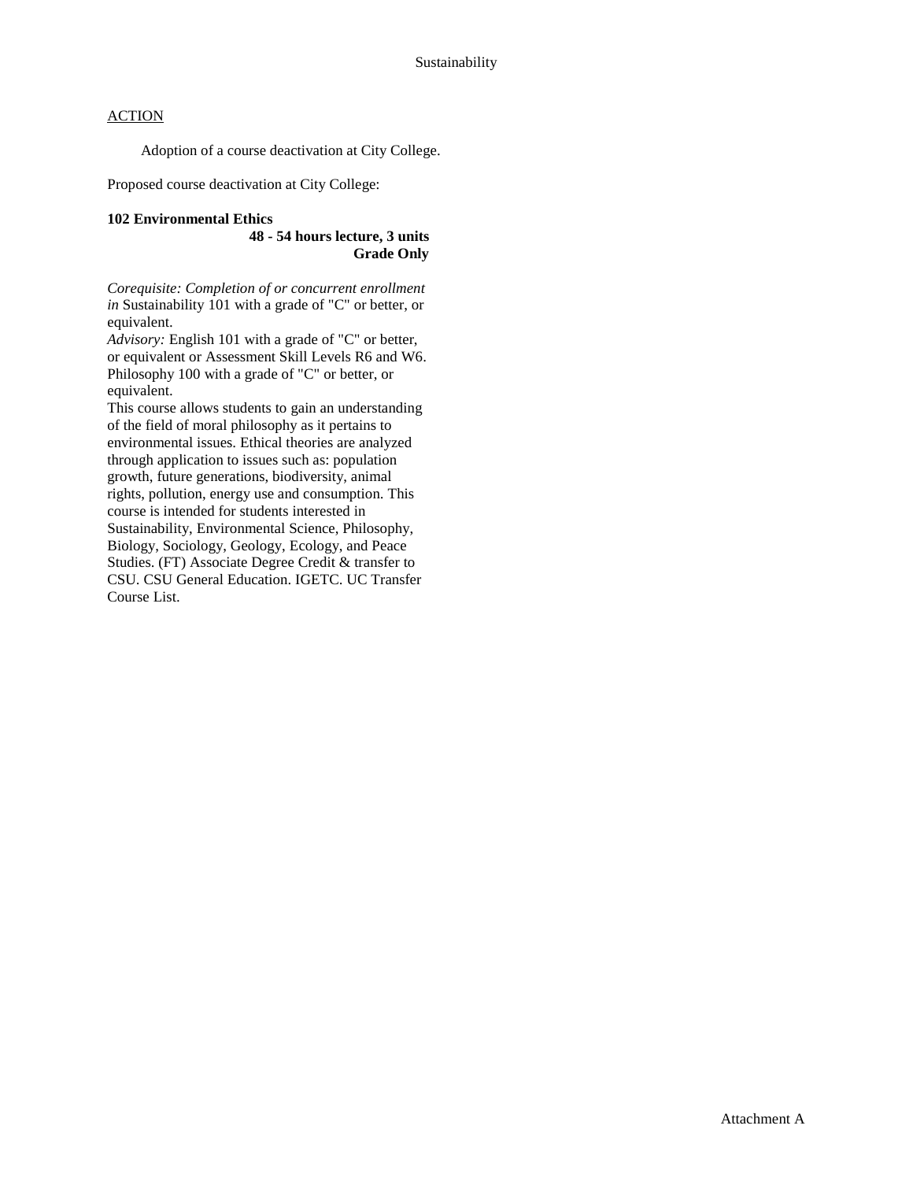Sustainability

ACTION

Adoption of a course deactivation at City College.

Proposed course deactivation at City College:

**102 Environmental Ethics**
**48 - 54 hours lecture, 3 units**
**Grade Only**

*Corequisite: Completion of or concurrent enrollment in* Sustainability 101 with a grade of "C" or better, or equivalent.
*Advisory:* English 101 with a grade of "C" or better, or equivalent or Assessment Skill Levels R6 and W6. Philosophy 100 with a grade of "C" or better, or equivalent.
This course allows students to gain an understanding of the field of moral philosophy as it pertains to environmental issues. Ethical theories are analyzed through application to issues such as: population growth, future generations, biodiversity, animal rights, pollution, energy use and consumption. This course is intended for students interested in Sustainability, Environmental Science, Philosophy, Biology, Sociology, Geology, Ecology, and Peace Studies. (FT) Associate Degree Credit & transfer to CSU. CSU General Education. IGETC. UC Transfer Course List.

Attachment A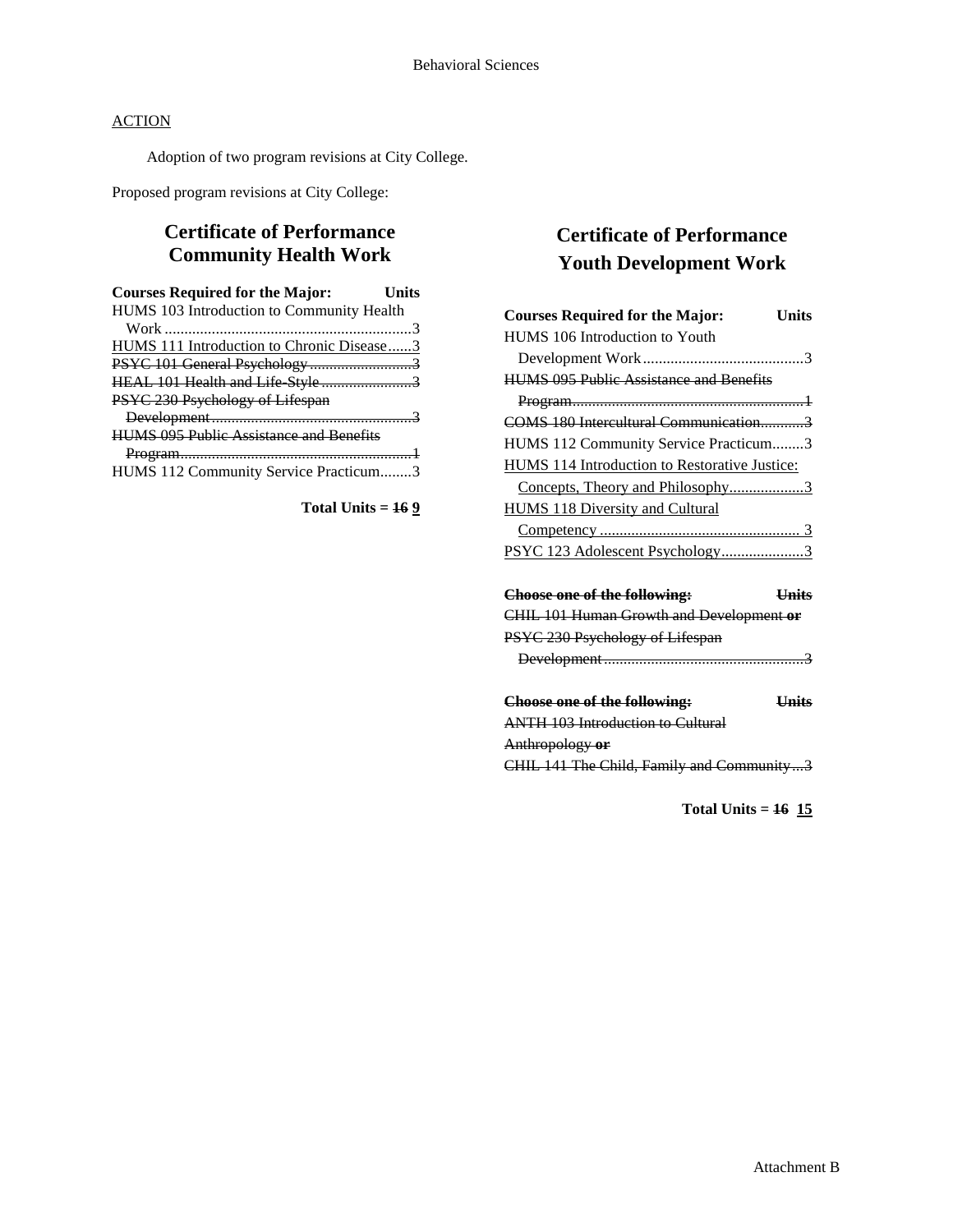ACTION

Adoption of two program revisions at City College.

Proposed program revisions at City College:

## Certificate of Performance Community Health Work

**Courses Required for the Major: Units**

HUMS 103 Introduction to Community Health Work ... 3

<u>HUMS 111 Introduction to Chronic Disease ... 3</u>

~~PSYC 101 General Psychology ... 3~~

~~HEAL 101 Health and Life-Style ... 3~~

~~PSYC 230 Psychology of Lifespan Development ... 3~~

~~HUMS 095 Public Assistance and Benefits Program ... 1~~

HUMS 112 Community Service Practicum ... 3

**Total Units = ~~16~~ <u>9</u>**

## Certificate of Performance Youth Development Work

**Courses Required for the Major: Units**

HUMS 106 Introduction to Youth Development Work ... 3

~~HUMS 095 Public Assistance and Benefits Program ... 1~~

~~COMS 180 Intercultural Communication ... 3~~

HUMS 112 Community Service Practicum ... 3

<u>HUMS 114 Introduction to Restorative Justice: Concepts, Theory and Philosophy ... 3</u>

<u>HUMS 118 Diversity and Cultural Competency ... 3</u>

<u>PSYC 123 Adolescent Psychology ... 3</u>

~~**Choose one of the following: Units**~~

~~CHIL 101 Human Growth and Development **or**~~

~~PSYC 230 Psychology of Lifespan Development ... 3~~

~~**Choose one of the following: Units**~~

~~ANTH 103 Introduction to Cultural Anthropology **or**~~

~~CHIL 141 The Child, Family and Community ... 3~~

**Total Units = ~~16~~ <u>15</u>**

Attachment B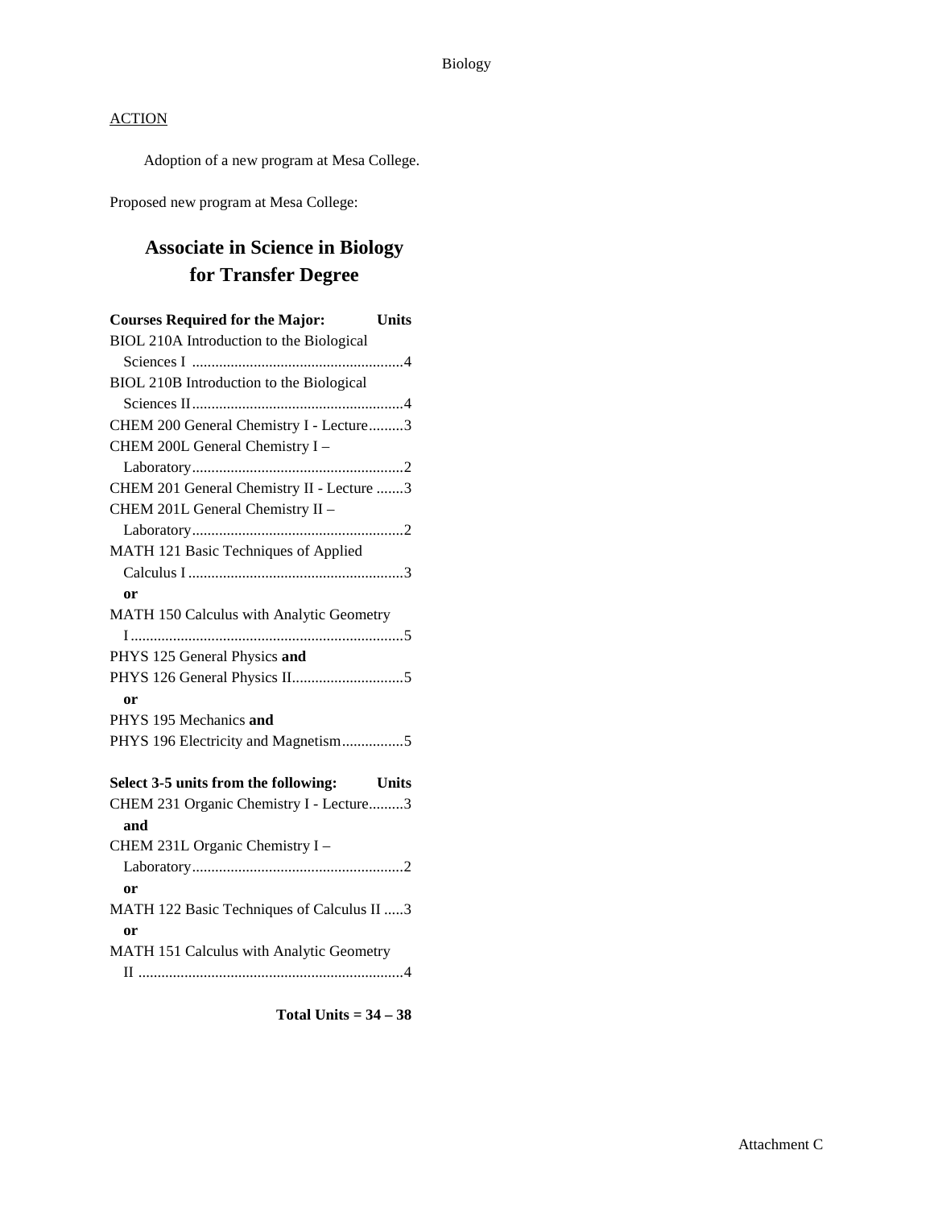ACTION

Adoption of a new program at Mesa College.

Proposed new program at Mesa College:

# Associate in Science in Biology for Transfer Degree

| Courses Required for the Major: | Units |
|---|---|
| BIOL 210A Introduction to the Biological Sciences I | 4 |
| BIOL 210B Introduction to the Biological Sciences II | 4 |
| CHEM 200 General Chemistry I - Lecture | 3 |
| CHEM 200L General Chemistry I – Laboratory | 2 |
| CHEM 201 General Chemistry II - Lecture | 3 |
| CHEM 201L General Chemistry II – Laboratory | 2 |
| MATH 121 Basic Techniques of Applied Calculus I | 3 |
| **or** | |
| MATH 150 Calculus with Analytic Geometry I | 5 |
| PHYS 125 General Physics **and** PHYS 126 General Physics II | 5 |
| **or** | |
| PHYS 195 Mechanics **and** PHYS 196 Electricity and Magnetism | 5 |

| Select 3-5 units from the following: | Units |
|---|---|
| CHEM 231 Organic Chemistry I - Lecture | 3 |
| **and** | |
| CHEM 231L Organic Chemistry I – Laboratory | 2 |
| **or** | |
| MATH 122 Basic Techniques of Calculus II | 3 |
| **or** | |
| MATH 151 Calculus with Analytic Geometry II | 4 |

**Total Units = 34 – 38**

Attachment C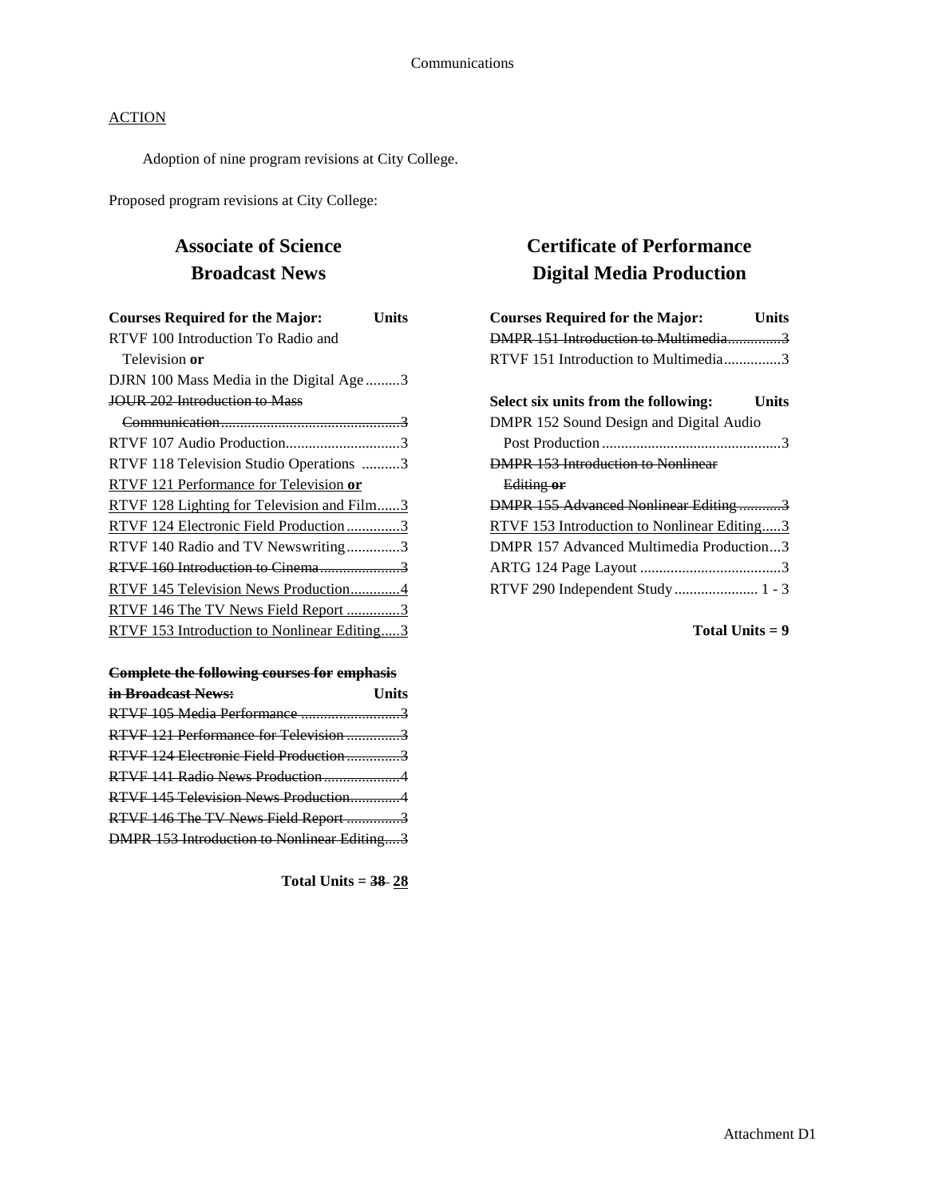ACTION

Adoption of nine program revisions at City College.

Proposed program revisions at City College:

## Associate of Science Broadcast News

| Courses Required for the Major: | Units |
|---|---|
| RTVF 100 Introduction To Radio and Television **or** | |
| DJRN 100 Mass Media in the Digital Age | 3 |
| ~~JOUR 202 Introduction to Mass Communication~~ | ~~3~~ |
| RTVF 107 Audio Production | 3 |
| RTVF 118 Television Studio Operations | 3 |
| RTVF 121 Performance for Television **or** | |
| RTVF 128 Lighting for Television and Film | 3 |
| RTVF 124 Electronic Field Production | 3 |
| RTVF 140 Radio and TV Newswriting | 3 |
| ~~RTVF 160 Introduction to Cinema~~ | ~~3~~ |
| RTVF 145 Television News Production | 4 |
| RTVF 146 The TV News Field Report | 3 |
| RTVF 153 Introduction to Nonlinear Editing | 3 |

| ~~**Complete the following courses for emphasis in Broadcast News:**~~ | Units |
|---|---|
| ~~RTVF 105 Media Performance~~ | ~~3~~ |
| ~~RTVF 121 Performance for Television~~ | ~~3~~ |
| ~~RTVF 124 Electronic Field Production~~ | ~~3~~ |
| ~~RTVF 141 Radio News Production~~ | ~~4~~ |
| ~~RTVF 145 Television News Production~~ | ~~4~~ |
| ~~RTVF 146 The TV News Field Report~~ | ~~3~~ |
| ~~DMPR 153 Introduction to Nonlinear Editing~~ | ~~3~~ |

**Total Units = ~~38~~ 28**

## Certificate of Performance Digital Media Production

| Courses Required for the Major: | Units |
|---|---|
| ~~DMPR 151 Introduction to Multimedia~~ | ~~3~~ |
| RTVF 151 Introduction to Multimedia | 3 |

| Select six units from the following: | Units |
|---|---|
| DMPR 152 Sound Design and Digital Audio Post Production | 3 |
| ~~DMPR 153 Introduction to Nonlinear Editing **or**~~ | |
| ~~DMPR 155 Advanced Nonlinear Editing~~ | ~~3~~ |
| RTVF 153 Introduction to Nonlinear Editing | 3 |
| DMPR 157 Advanced Multimedia Production | 3 |
| ARTG 124 Page Layout | 3 |
| RTVF 290 Independent Study | 1 - 3 |

**Total Units = 9**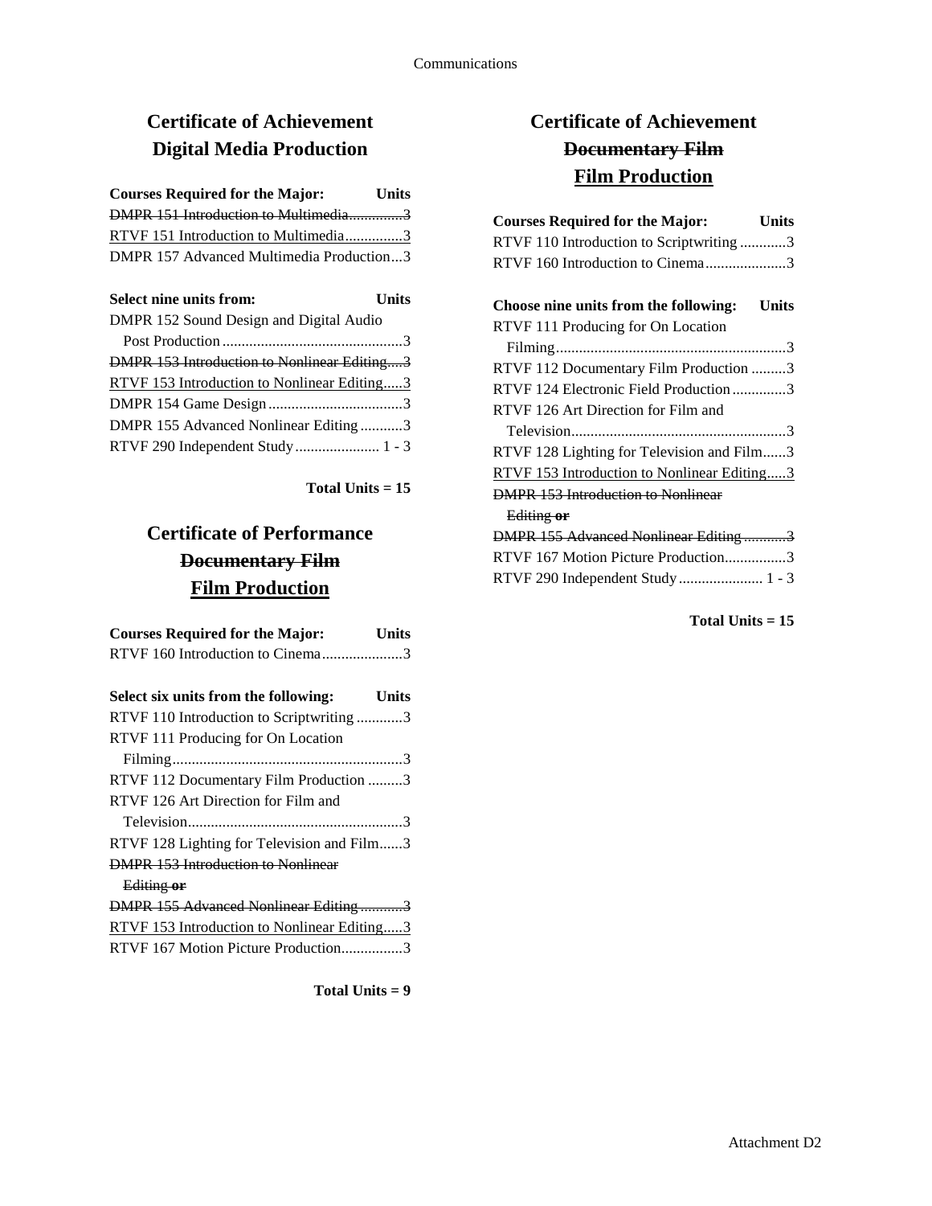# Certificate of Achievement
# Digital Media Production

| Courses Required for the Major: | Units |
|---|---|
| ~~DMPR 151 Introduction to Multimedia~~ | ~~3~~ |
| <u>RTVF 151 Introduction to Multimedia</u> | <u>3</u> |
| DMPR 157 Advanced Multimedia Production | 3 |

| Select nine units from: | Units |
|---|---|
| DMPR 152 Sound Design and Digital Audio Post Production | 3 |
| ~~DMPR 153 Introduction to Nonlinear Editing~~ | ~~3~~ |
| <u>RTVF 153 Introduction to Nonlinear Editing</u> | <u>3</u> |
| DMPR 154 Game Design | 3 |
| DMPR 155 Advanced Nonlinear Editing | 3 |
| RTVF 290 Independent Study | 1 - 3 |

**Total Units = 15**

# Certificate of Performance
# ~~Documentary Film~~
# <u>Film Production</u>

| Courses Required for the Major: | Units |
|---|---|
| RTVF 160 Introduction to Cinema | 3 |

| Select six units from the following: | Units |
|---|---|
| RTVF 110 Introduction to Scriptwriting | 3 |
| RTVF 111 Producing for On Location Filming | 3 |
| RTVF 112 Documentary Film Production | 3 |
| RTVF 126 Art Direction for Film and Television | 3 |
| RTVF 128 Lighting for Television and Film | 3 |
| ~~DMPR 153 Introduction to Nonlinear Editing **or**~~ | |
| ~~DMPR 155 Advanced Nonlinear Editing~~ | ~~3~~ |
| <u>RTVF 153 Introduction to Nonlinear Editing</u> | <u>3</u> |
| RTVF 167 Motion Picture Production | 3 |

**Total Units = 9**

# Certificate of Achievement
# ~~Documentary Film~~
# <u>Film Production</u>

| Courses Required for the Major: | Units |
|---|---|
| RTVF 110 Introduction to Scriptwriting | 3 |
| RTVF 160 Introduction to Cinema | 3 |

| Choose nine units from the following: | Units |
|---|---|
| RTVF 111 Producing for On Location Filming | 3 |
| RTVF 112 Documentary Film Production | 3 |
| RTVF 124 Electronic Field Production | 3 |
| RTVF 126 Art Direction for Film and Television | 3 |
| RTVF 128 Lighting for Television and Film | 3 |
| <u>RTVF 153 Introduction to Nonlinear Editing</u> | <u>3</u> |
| ~~DMPR 153 Introduction to Nonlinear Editing **or**~~ | |
| ~~DMPR 155 Advanced Nonlinear Editing~~ | ~~3~~ |
| RTVF 167 Motion Picture Production | 3 |
| RTVF 290 Independent Study | 1 - 3 |

**Total Units = 15**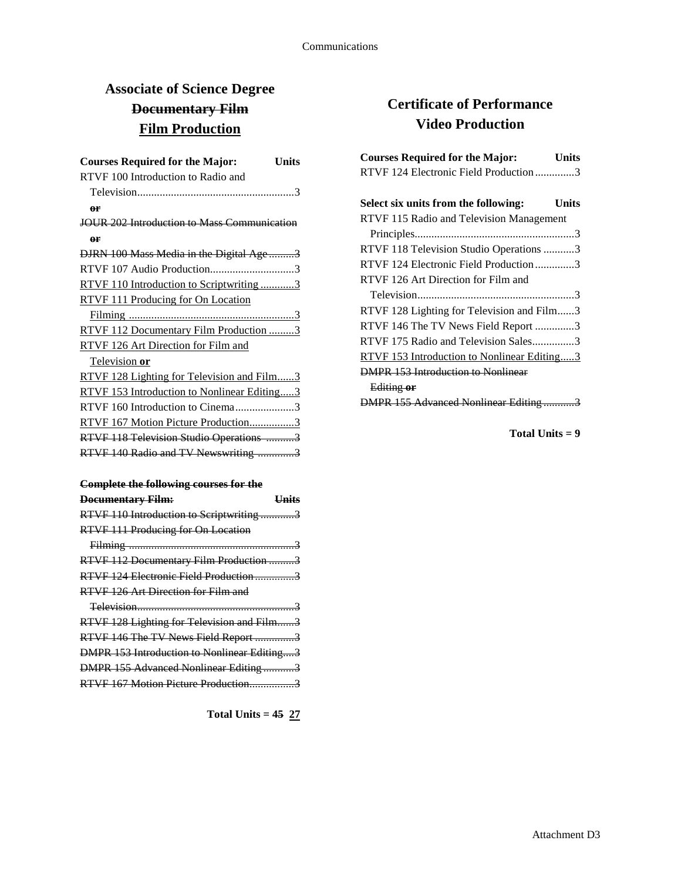# Associate of Science Degree

## ~~Documentary Film~~

## <u>Film Production</u>

**Courses Required for the Major:** **Units**

RTVF 100 Introduction to Radio and Television........................................................3

~~**or**~~

~~JOUR 202 Introduction to Mass Communication~~

~~**or**~~

~~DJRN 100 Mass Media in the Digital Age .........3~~

RTVF 107 Audio Production..............................3

<u>RTVF 110 Introduction to Scriptwriting ............3</u>

<u>RTVF 111 Producing for On Location Filming ...........................................................3</u>

<u>RTVF 112 Documentary Film Production .........3</u>

<u>RTVF 126 Art Direction for Film and Television **or**</u>

<u>RTVF 128 Lighting for Television and Film......3</u>

<u>RTVF 153 Introduction to Nonlinear Editing.....3</u>

RTVF 160 Introduction to Cinema.....................3

<u>RTVF 167 Motion Picture Production................3</u>

~~RTVF 118 Television Studio Operations ..........3~~

~~RTVF 140 Radio and TV Newswriting .............3~~

~~**Complete the following courses for the Documentary Film:**~~ ~~**Units**~~

~~RTVF 110 Introduction to Scriptwriting ............3~~

~~RTVF 111 Producing for On Location Filming ...........................................................3~~

~~RTVF 112 Documentary Film Production .........3~~

~~RTVF 124 Electronic Field Production ..............3~~

~~RTVF 126 Art Direction for Film and Television........................................................3~~

~~RTVF 128 Lighting for Television and Film......3~~

~~RTVF 146 The TV News Field Report ..............3~~

~~DMPR 153 Introduction to Nonlinear Editing....3~~

~~DMPR 155 Advanced Nonlinear Editing...........3~~

~~RTVF 167 Motion Picture Production................3~~

**Total Units = ~~45~~ <u>27</u>**

# Certificate of Performance

## Video Production

**Courses Required for the Major:** **Units**

RTVF 124 Electronic Field Production ..............3

**Select six units from the following:** **Units**

RTVF 115 Radio and Television Management Principles.........................................................3

RTVF 118 Television Studio Operations ...........3

RTVF 124 Electronic Field Production ..............3

RTVF 126 Art Direction for Film and Television........................................................3

RTVF 128 Lighting for Television and Film......3

RTVF 146 The TV News Field Report ..............3

RTVF 175 Radio and Television Sales...............3

<u>RTVF 153 Introduction to Nonlinear Editing.....3</u>

~~DMPR 153 Introduction to Nonlinear Editing **or**~~

~~DMPR 155 Advanced Nonlinear Editing ...........3~~

**Total Units = 9**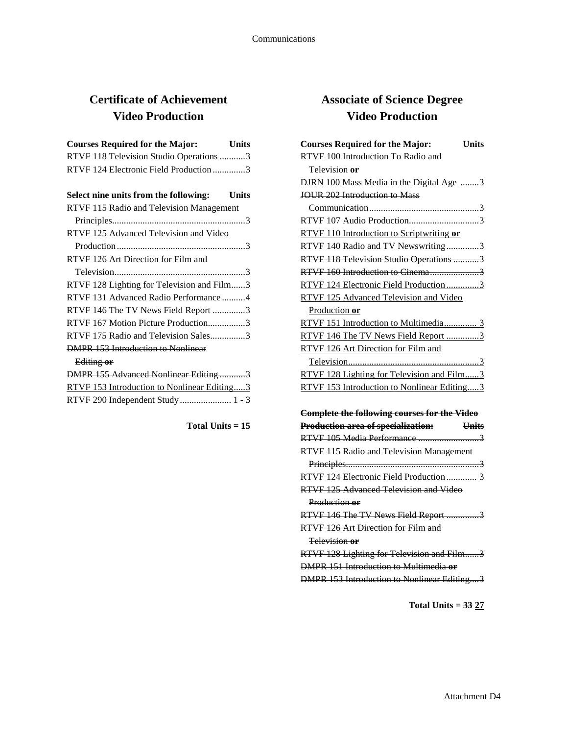## Certificate of Achievement Video Production

| Courses Required for the Major: | Units |
|---|---|
| RTVF 118 Television Studio Operations | 3 |
| RTVF 124 Electronic Field Production | 3 |

| Select nine units from the following: | Units |
|---|---|
| RTVF 115 Radio and Television Management Principles | 3 |
| RTVF 125 Advanced Television and Video Production | 3 |
| RTVF 126 Art Direction for Film and Television | 3 |
| RTVF 128 Lighting for Television and Film | 3 |
| RTVF 131 Advanced Radio Performance | 4 |
| RTVF 146 The TV News Field Report | 3 |
| RTVF 167 Motion Picture Production | 3 |
| RTVF 175 Radio and Television Sales | 3 |
| ~~DMPR 153 Introduction to Nonlinear Editing **or**~~ | |
| ~~DMPR 155 Advanced Nonlinear Editing~~ | ~~3~~ |
| RTVF 153 Introduction to Nonlinear Editing | 3 |
| RTVF 290 Independent Study | 1 - 3 |

**Total Units = 15**

## Associate of Science Degree Video Production

| Courses Required for the Major: | Units |
|---|---|
| RTVF 100 Introduction To Radio and Television **or** | |
| DJRN 100 Mass Media in the Digital Age | 3 |
| ~~JOUR 202 Introduction to Mass Communication~~ | ~~3~~ |
| RTVF 107 Audio Production | 3 |
| RTVF 110 Introduction to Scriptwriting **or** | |
| RTVF 140 Radio and TV Newswriting | 3 |
| ~~RTVF 118 Television Studio Operations~~ | ~~3~~ |
| ~~RTVF 160 Introduction to Cinema~~ | ~~3~~ |
| RTVF 124 Electronic Field Production | 3 |
| RTVF 125 Advanced Television and Video Production **or** | |
| RTVF 151 Introduction to Multimedia | 3 |
| RTVF 146 The TV News Field Report | 3 |
| RTVF 126 Art Direction for Film and Television | 3 |
| RTVF 128 Lighting for Television and Film | 3 |
| RTVF 153 Introduction to Nonlinear Editing | 3 |

| ~~**Complete the following courses for the Video Production area of specialization:**~~ | ~~**Units**~~ |
|---|---|
| ~~RTVF 105 Media Performance~~ | ~~3~~ |
| ~~RTVF 115 Radio and Television Management Principles~~ | ~~3~~ |
| ~~RTVF 124 Electronic Field Production~~ | ~~3~~ |
| ~~RTVF 125 Advanced Television and Video Production **or**~~ | |
| ~~RTVF 146 The TV News Field Report~~ | ~~3~~ |
| ~~RTVF 126 Art Direction for Film and Television **or**~~ | |
| ~~RTVF 128 Lighting for Television and Film~~ | ~~3~~ |
| ~~DMPR 151 Introduction to Multimedia **or**~~ | |
| ~~DMPR 153 Introduction to Nonlinear Editing~~ | ~~3~~ |

**Total Units = ~~33~~ 27**

Attachment D4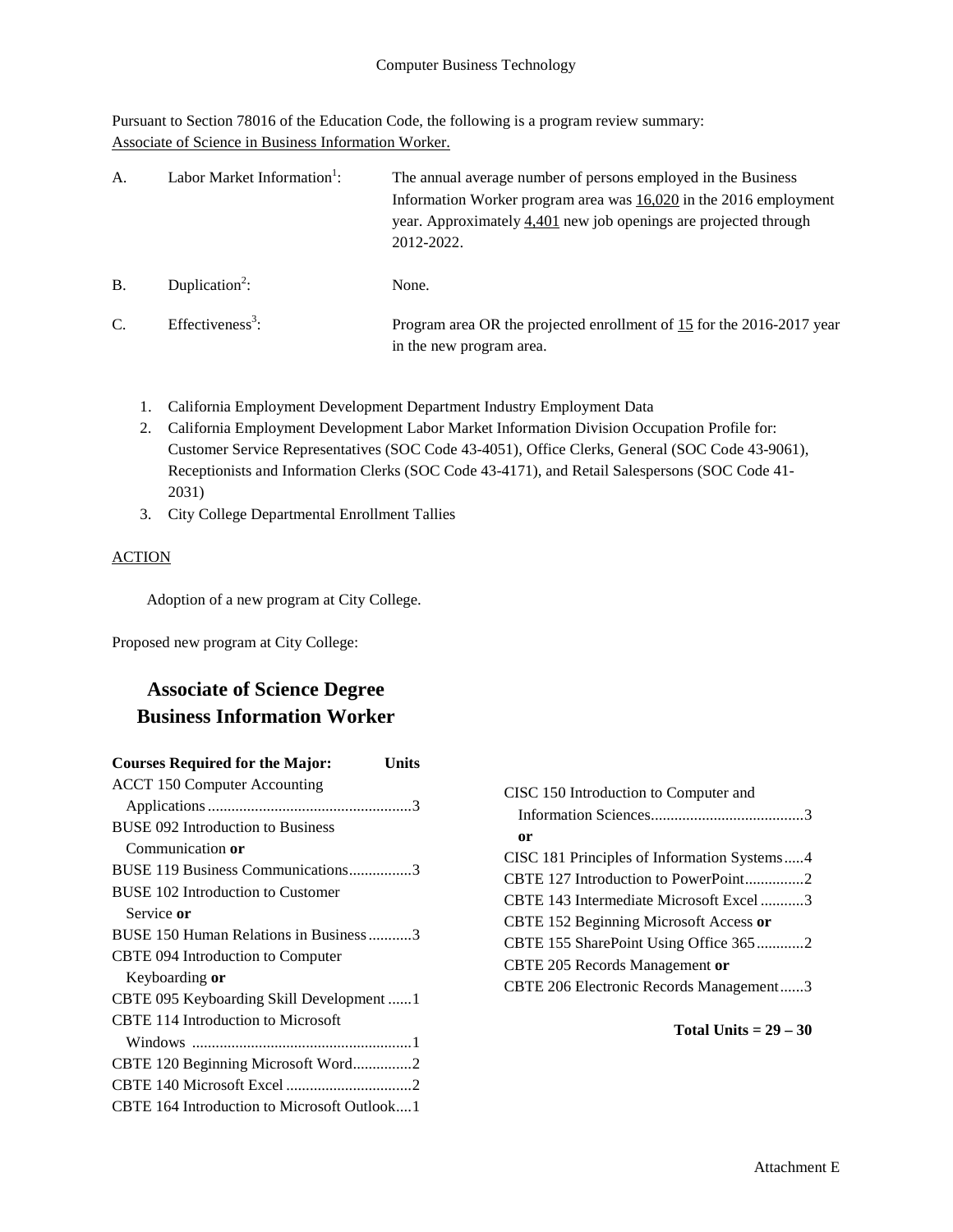Computer Business Technology

Pursuant to Section 78016 of the Education Code, the following is a program review summary:
Associate of Science in Business Information Worker.

| | | |
|---|---|---|
| A. | Labor Market Information[1]: | The annual average number of persons employed in the Business Information Worker program area was 16,020 in the 2016 employment year. Approximately 4,401 new job openings are projected through 2012-2022. |
| B. | Duplication[2]: | None. |
| C. | Effectiveness[3]: | Program area OR the projected enrollment of 15 for the 2016-2017 year in the new program area. |

1. California Employment Development Department Industry Employment Data
2. California Employment Development Labor Market Information Division Occupation Profile for: Customer Service Representatives (SOC Code 43-4051), Office Clerks, General (SOC Code 43-9061), Receptionists and Information Clerks (SOC Code 43-4171), and Retail Salespersons (SOC Code 41-2031)
3. City College Departmental Enrollment Tallies

ACTION

Adoption of a new program at City College.

Proposed new program at City College:

## Associate of Science Degree
## Business Information Worker

| Courses Required for the Major: | Units |
|---|---|
| ACCT 150 Computer Accounting Applications | 3 |
| BUSE 092 Introduction to Business Communication **or** | |
| BUSE 119 Business Communications | 3 |
| BUSE 102 Introduction to Customer Service **or** | |
| BUSE 150 Human Relations in Business | 3 |
| CBTE 094 Introduction to Computer Keyboarding **or** | |
| CBTE 095 Keyboarding Skill Development | 1 |
| CBTE 114 Introduction to Microsoft Windows | 1 |
| CBTE 120 Beginning Microsoft Word | 2 |
| CBTE 140 Microsoft Excel | 2 |
| CBTE 164 Introduction to Microsoft Outlook | 1 |
| CISC 150 Introduction to Computer and Information Sciences | 3 |
| **or** | |
| CISC 181 Principles of Information Systems | 4 |
| CBTE 127 Introduction to PowerPoint | 2 |
| CBTE 143 Intermediate Microsoft Excel | 3 |
| CBTE 152 Beginning Microsoft Access **or** | |
| CBTE 155 SharePoint Using Office 365 | 2 |
| CBTE 205 Records Management **or** | |
| CBTE 206 Electronic Records Management | 3 |

**Total Units = 29 – 30**

Attachment E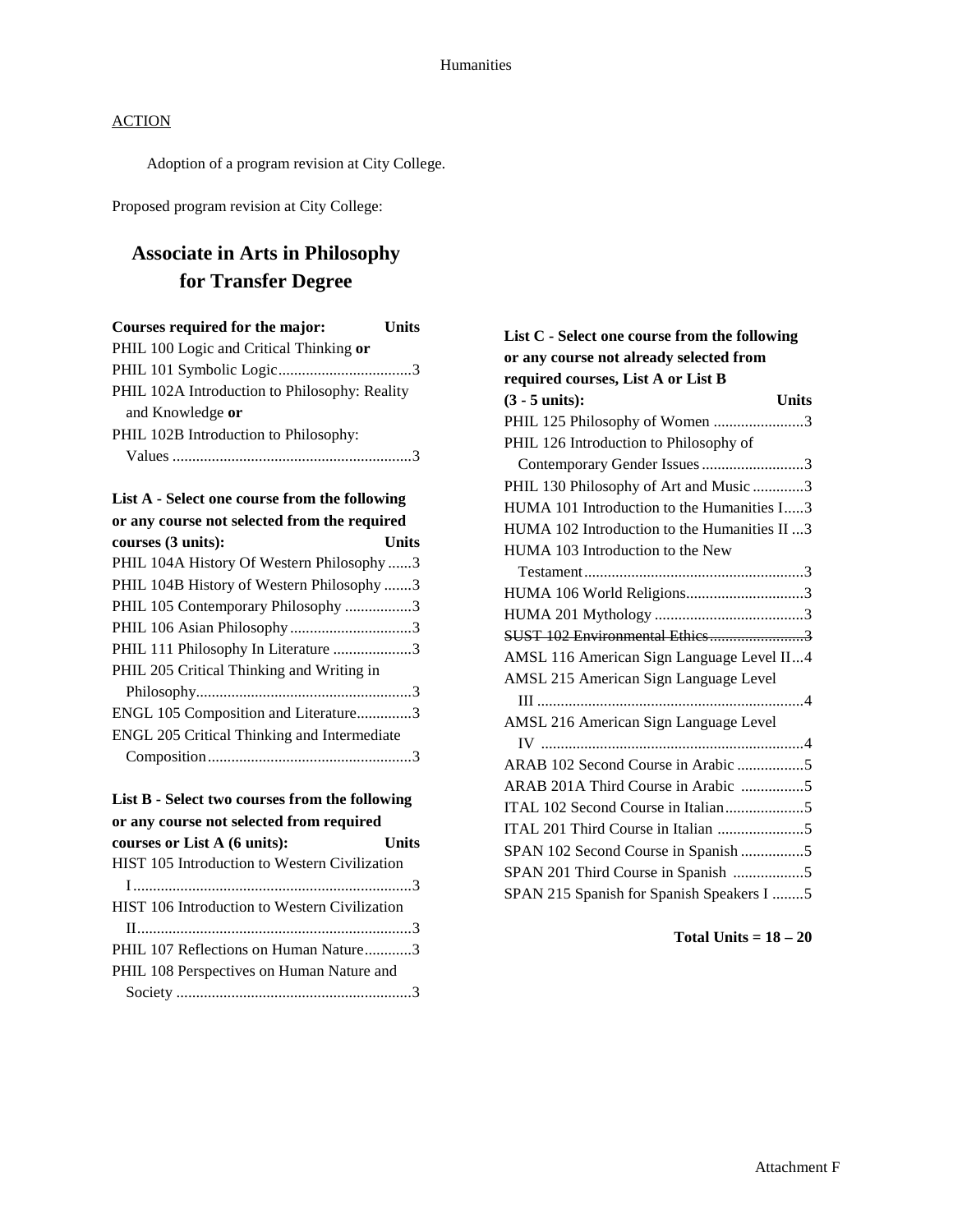ACTION

Adoption of a program revision at City College.

Proposed program revision at City College:

## Associate in Arts in Philosophy for Transfer Degree

| **Courses required for the major:** | **Units** |
|---|---|
| PHIL 100 Logic and Critical Thinking **or** | |
| PHIL 101 Symbolic Logic | 3 |
| PHIL 102A Introduction to Philosophy: Reality and Knowledge **or** | |
| PHIL 102B Introduction to Philosophy: Values | 3 |

| **List A - Select one course from the following or any course not selected from the required courses (3 units):** | **Units** |
|---|---|
| PHIL 104A History Of Western Philosophy | 3 |
| PHIL 104B History of Western Philosophy | 3 |
| PHIL 105 Contemporary Philosophy | 3 |
| PHIL 106 Asian Philosophy | 3 |
| PHIL 111 Philosophy In Literature | 3 |
| PHIL 205 Critical Thinking and Writing in Philosophy | 3 |
| ENGL 105 Composition and Literature | 3 |
| ENGL 205 Critical Thinking and Intermediate Composition | 3 |

| **List B - Select two courses from the following or any course not selected from required courses or List A (6 units):** | **Units** |
|---|---|
| HIST 105 Introduction to Western Civilization I | 3 |
| HIST 106 Introduction to Western Civilization II | 3 |
| PHIL 107 Reflections on Human Nature | 3 |
| PHIL 108 Perspectives on Human Nature and Society | 3 |

| **List C - Select one course from the following or any course not already selected from required courses, List A or List B (3 - 5 units):** | **Units** |
|---|---|
| PHIL 125 Philosophy of Women | 3 |
| PHIL 126 Introduction to Philosophy of Contemporary Gender Issues | 3 |
| PHIL 130 Philosophy of Art and Music | 3 |
| HUMA 101 Introduction to the Humanities I | 3 |
| HUMA 102 Introduction to the Humanities II | 3 |
| HUMA 103 Introduction to the New Testament | 3 |
| HUMA 106 World Religions | 3 |
| HUMA 201 Mythology | 3 |
| ~~SUST 102 Environmental Ethics~~ | ~~3~~ |
| AMSL 116 American Sign Language Level II | 4 |
| AMSL 215 American Sign Language Level III | 4 |
| AMSL 216 American Sign Language Level IV | 4 |
| ARAB 102 Second Course in Arabic | 5 |
| ARAB 201A Third Course in Arabic | 5 |
| ITAL 102 Second Course in Italian | 5 |
| ITAL 201 Third Course in Italian | 5 |
| SPAN 102 Second Course in Spanish | 5 |
| SPAN 201 Third Course in Spanish | 5 |
| SPAN 215 Spanish for Spanish Speakers I | 5 |

**Total Units = 18 – 20**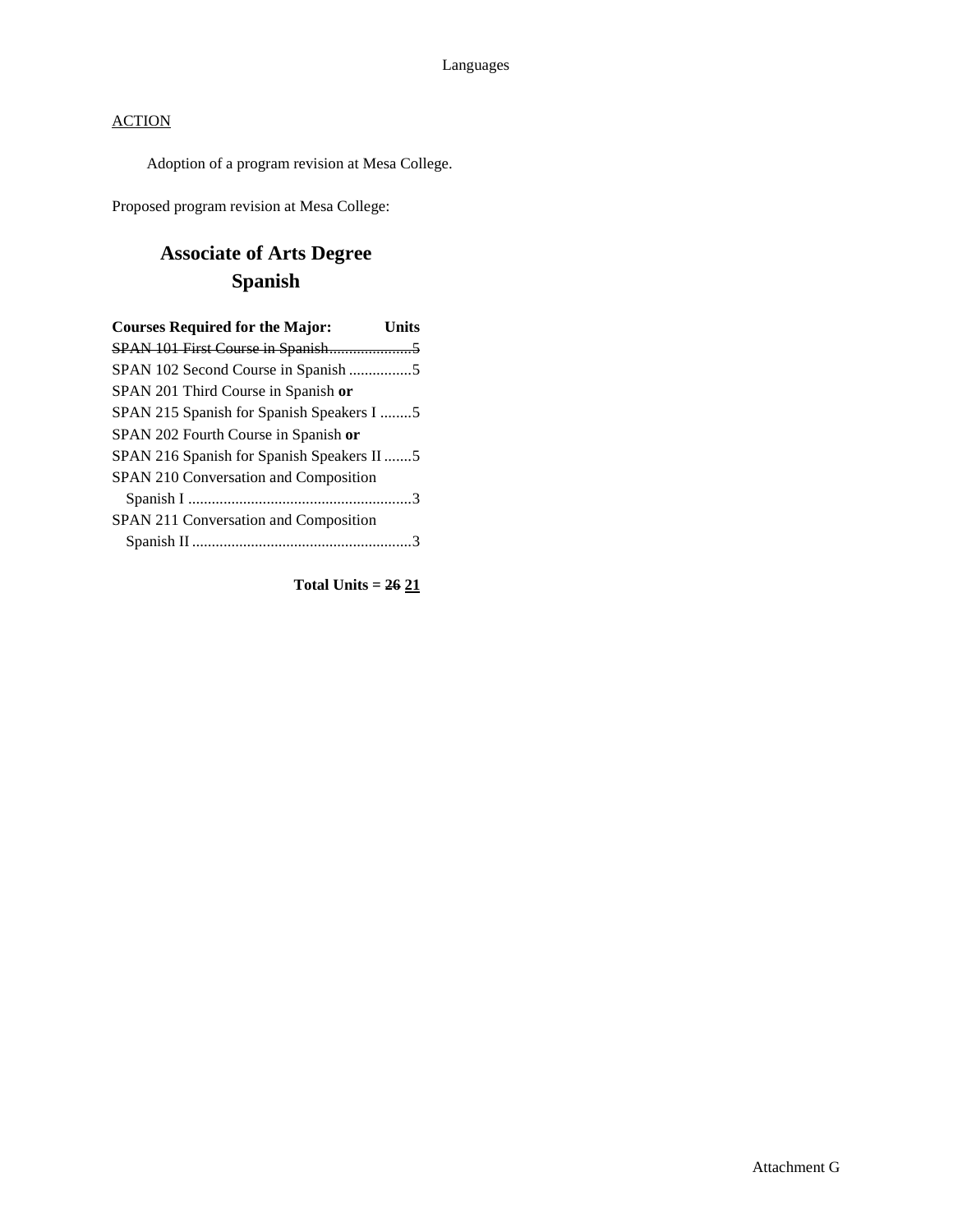Languages

ACTION

Adoption of a program revision at Mesa College.

Proposed program revision at Mesa College:

## Associate of Arts Degree
## Spanish

| Courses Required for the Major: | Units |
|---|---|
| ~~SPAN 101 First Course in Spanish~~ | ~~5~~ |
| SPAN 102 Second Course in Spanish | 5 |
| SPAN 201 Third Course in Spanish **or** SPAN 215 Spanish for Spanish Speakers I | 5 |
| SPAN 202 Fourth Course in Spanish **or** SPAN 216 Spanish for Spanish Speakers II | 5 |
| SPAN 210 Conversation and Composition Spanish I | 3 |
| SPAN 211 Conversation and Composition Spanish II | 3 |

**Total Units = ~~26~~ <u>21</u>**

Attachment G